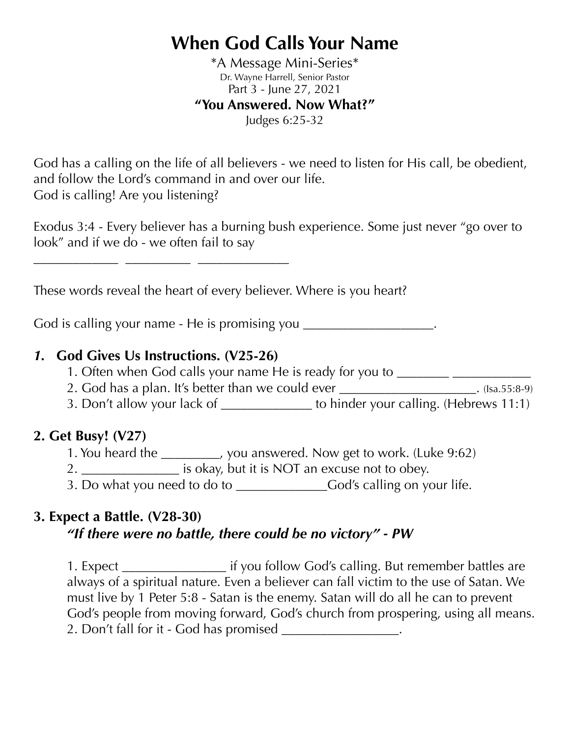# When God Calls Your Name

*A Message Mini-Series*
Dr. Wayne Harrell, Senior Pastor
Part 3 - June 27, 2021

**"You Answered. Now What?"**

Judges 6:25-32

God has a calling on the life of all believers - we need to listen for His call, be obedient, and follow the Lord's command in and over our life.
God is calling! Are you listening?

Exodus 3:4 - Every believer has a burning bush experience. Some just never "go over to look" and if we do - we often fail to say
_____________ __________ ______________

These words reveal the heart of every believer. Where is you heart?

God is calling your name - He is promising you ___________________.

## *1.* God Gives Us Instructions. (V25-26)

1. Often when God calls your name He is ready for you to ________ ____________
2. God has a plan. It's better than we could ever _____________________. (Isa.55:8-9)
3. Don't allow your lack of ______________ to hinder your calling. (Hebrews 11:1)

## 2. Get Busy! (V27)

1. You heard the _________, you answered. Now get to work. (Luke 9:62)
2. _______________ is okay, but it is NOT an excuse not to obey.
3. Do what you need to do to ______________God's calling on your life.

## 3. Expect a Battle. (V28-30)

***"If there were no battle, there could be no victory" - PW***

1. Expect ________________ if you follow God's calling. But remember battles are always of a spiritual nature. Even a believer can fall victim to the use of Satan. We must live by 1 Peter 5:8 - Satan is the enemy. Satan will do all he can to prevent God's people from moving forward, God's church from prospering, using all means.
2. Don't fall for it - God has promised __________________.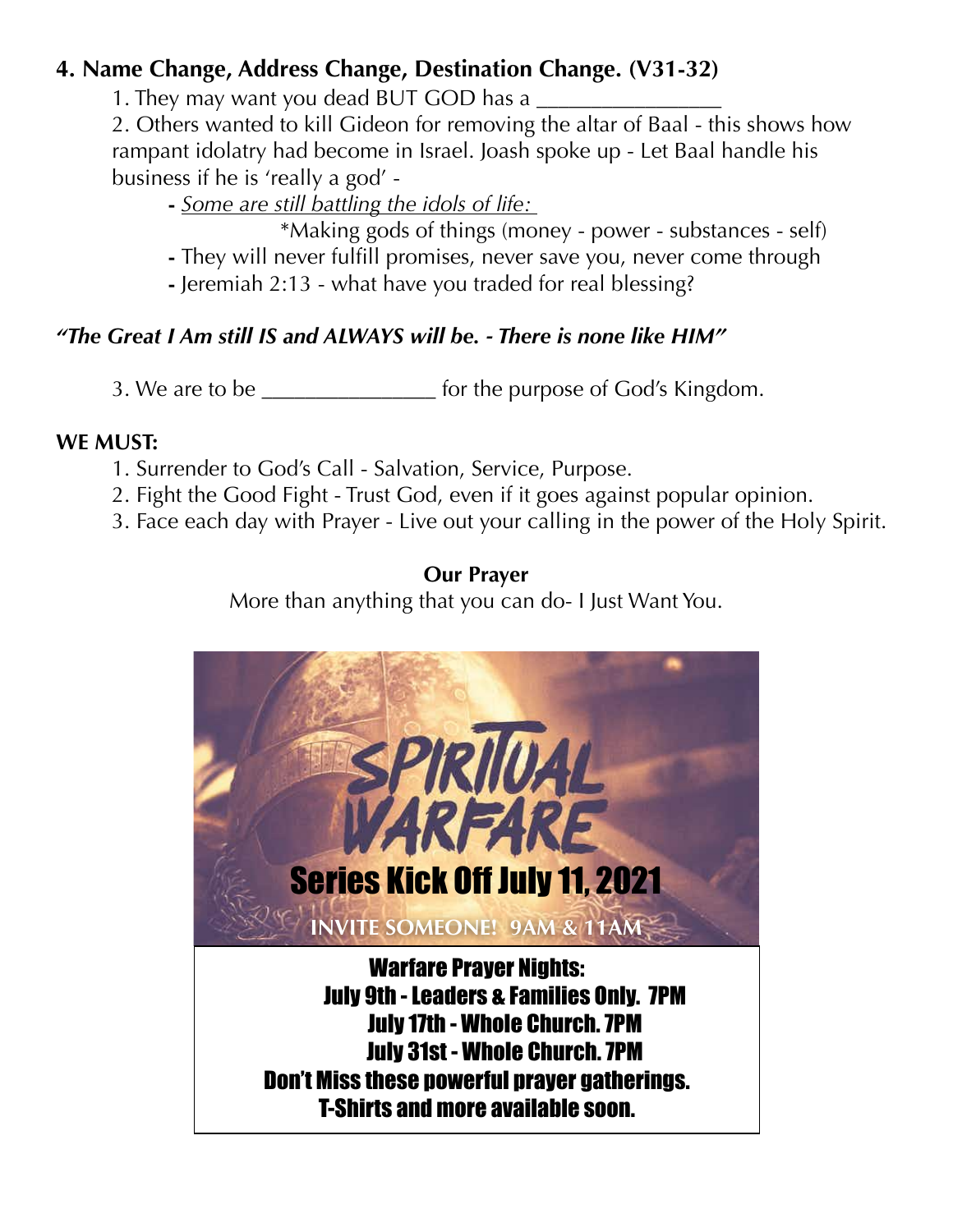### 4. Name Change, Address Change, Destination Change. (V31-32)

1. They may want you dead BUT GOD has a _________________
2. Others wanted to kill Gideon for removing the altar of Baal - this shows how rampant idolatry had become in Israel. Joash spoke up - Let Baal handle his business if he is 'really a god' -
   - *Some are still battling the idols of life:*
     *Making gods of things (money - power - substances - self)
   - They will never fulfill promises, never save you, never come through
   - Jeremiah 2:13 - what have you traded for real blessing?

***"The Great I Am still IS and ALWAYS will be. - There is none like HIM"***

3. We are to be ________________ for the purpose of God's Kingdom.

**WE MUST:**

1. Surrender to God's Call - Salvation, Service, Purpose.
2. Fight the Good Fight - Trust God, even if it goes against popular opinion.
3. Face each day with Prayer - Live out your calling in the power of the Holy Spirit.

**Our Prayer**

More than anything that you can do- I Just Want You.

SPIRITUAL WARFARE

Series Kick Off July 11, 2021

INVITE SOMEONE! 9AM & 11AM

Warfare Prayer Nights:
July 9th - Leaders & Families Only. 7PM
July 17th - Whole Church. 7PM
July 31st - Whole Church. 7PM
Don't Miss these powerful prayer gatherings.
T-Shirts and more available soon.